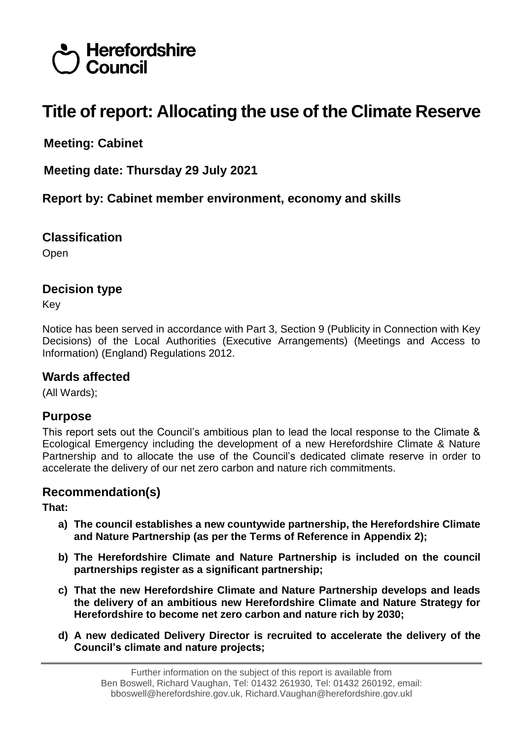Herefordshire Council

# Title of report: Allocating the use of the Climate Reserve

**Meeting: Cabinet**

**Meeting date: Thursday 29 July 2021**

**Report by: Cabinet member environment, economy and skills**

## Classification

Open

## Decision type

Key

Notice has been served in accordance with Part 3, Section 9 (Publicity in Connection with Key Decisions) of the Local Authorities (Executive Arrangements) (Meetings and Access to Information) (England) Regulations 2012.

## Wards affected

(All Wards);

## Purpose

This report sets out the Council's ambitious plan to lead the local response to the Climate & Ecological Emergency including the development of a new Herefordshire Climate & Nature Partnership and to allocate the use of the Council's dedicated climate reserve in order to accelerate the delivery of our net zero carbon and nature rich commitments.

## Recommendation(s)

**That:**

- **a) The council establishes a new countywide partnership, the Herefordshire Climate and Nature Partnership (as per the Terms of Reference in Appendix 2);**
- **b) The Herefordshire Climate and Nature Partnership is included on the council partnerships register as a significant partnership;**
- **c) That the new Herefordshire Climate and Nature Partnership develops and leads the delivery of an ambitious new Herefordshire Climate and Nature Strategy for Herefordshire to become net zero carbon and nature rich by 2030;**
- **d) A new dedicated Delivery Director is recruited to accelerate the delivery of the Council's climate and nature projects;**

Further information on the subject of this report is available from Ben Boswell, Richard Vaughan, Tel: 01432 261930, Tel: 01432 260192, email: bboswell@herefordshire.gov.uk, Richard.Vaughan@herefordshire.gov.ukl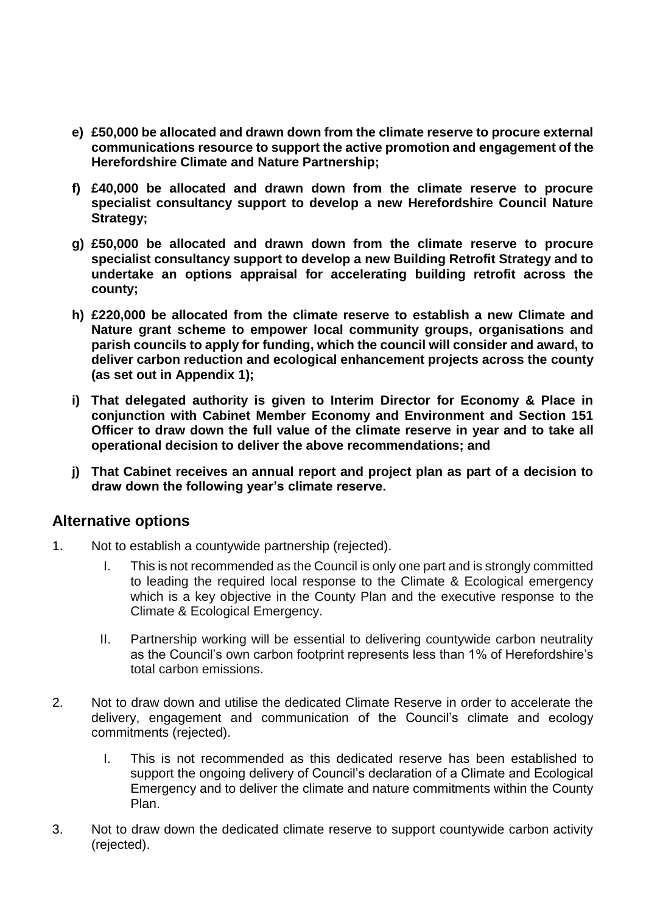**e) £50,000 be allocated and drawn down from the climate reserve to procure external communications resource to support the active promotion and engagement of the Herefordshire Climate and Nature Partnership;**

**f) £40,000 be allocated and drawn down from the climate reserve to procure specialist consultancy support to develop a new Herefordshire Council Nature Strategy;**

**g) £50,000 be allocated and drawn down from the climate reserve to procure specialist consultancy support to develop a new Building Retrofit Strategy and to undertake an options appraisal for accelerating building retrofit across the county;**

**h) £220,000 be allocated from the climate reserve to establish a new Climate and Nature grant scheme to empower local community groups, organisations and parish councils to apply for funding, which the council will consider and award, to deliver carbon reduction and ecological enhancement projects across the county (as set out in Appendix 1);**

**i) That delegated authority is given to Interim Director for Economy & Place in conjunction with Cabinet Member Economy and Environment and Section 151 Officer to draw down the full value of the climate reserve in year and to take all operational decision to deliver the above recommendations; and**

**j) That Cabinet receives an annual report and project plan as part of a decision to draw down the following year's climate reserve.**

## Alternative options

1. Not to establish a countywide partnership (rejected).

   I. This is not recommended as the Council is only one part and is strongly committed to leading the required local response to the Climate & Ecological emergency which is a key objective in the County Plan and the executive response to the Climate & Ecological Emergency.

   II. Partnership working will be essential to delivering countywide carbon neutrality as the Council's own carbon footprint represents less than 1% of Herefordshire's total carbon emissions.

2. Not to draw down and utilise the dedicated Climate Reserve in order to accelerate the delivery, engagement and communication of the Council's climate and ecology commitments (rejected).

   I. This is not recommended as this dedicated reserve has been established to support the ongoing delivery of Council's declaration of a Climate and Ecological Emergency and to deliver the climate and nature commitments within the County Plan.

3. Not to draw down the dedicated climate reserve to support countywide carbon activity (rejected).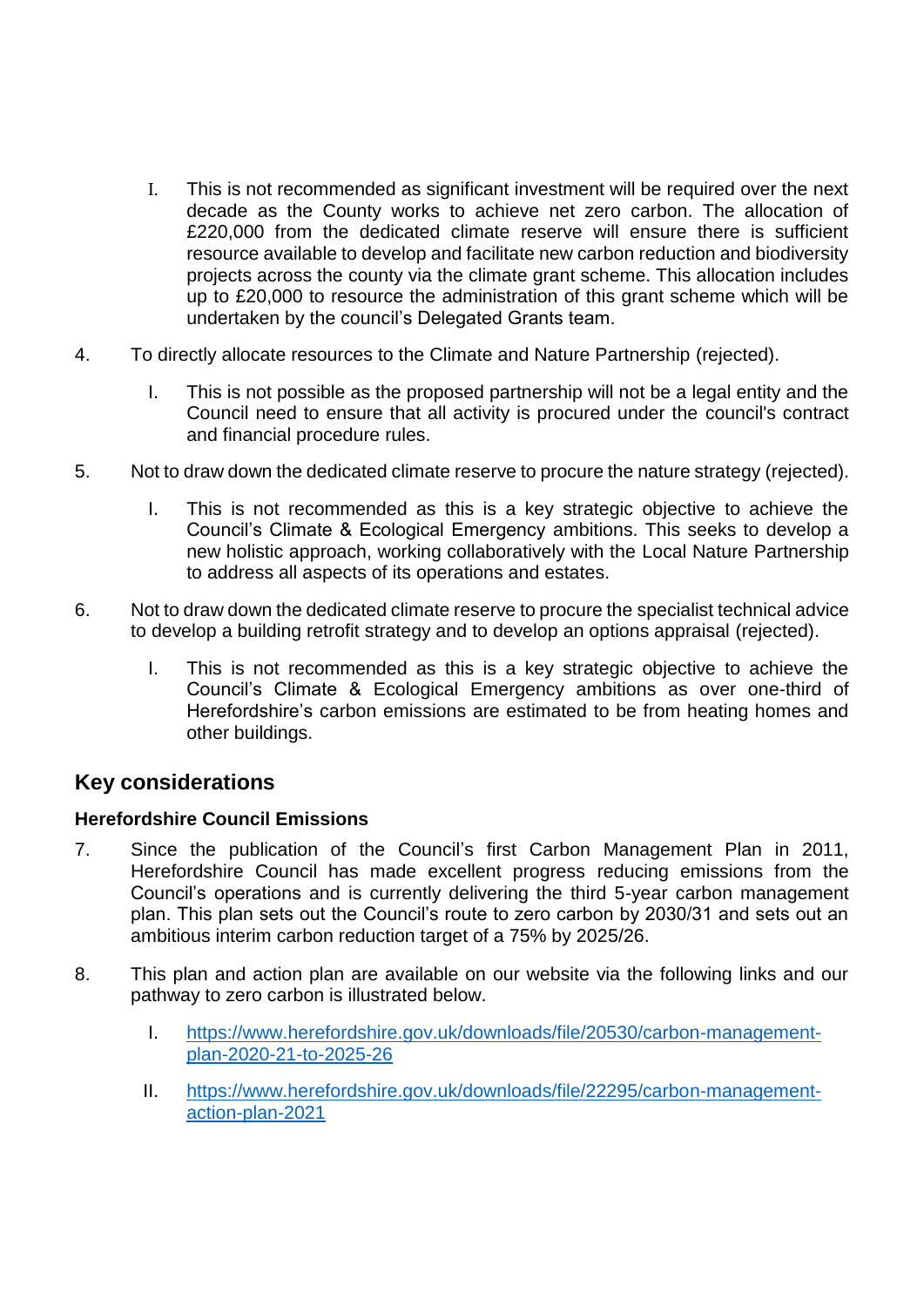I. This is not recommended as significant investment will be required over the next decade as the County works to achieve net zero carbon. The allocation of £220,000 from the dedicated climate reserve will ensure there is sufficient resource available to develop and facilitate new carbon reduction and biodiversity projects across the county via the climate grant scheme. This allocation includes up to £20,000 to resource the administration of this grant scheme which will be undertaken by the council's Delegated Grants team.

4. To directly allocate resources to the Climate and Nature Partnership (rejected).

   I. This is not possible as the proposed partnership will not be a legal entity and the Council need to ensure that all activity is procured under the council's contract and financial procedure rules.

5. Not to draw down the dedicated climate reserve to procure the nature strategy (rejected).

   I. This is not recommended as this is a key strategic objective to achieve the Council's Climate & Ecological Emergency ambitions. This seeks to develop a new holistic approach, working collaboratively with the Local Nature Partnership to address all aspects of its operations and estates.

6. Not to draw down the dedicated climate reserve to procure the specialist technical advice to develop a building retrofit strategy and to develop an options appraisal (rejected).

   I. This is not recommended as this is a key strategic objective to achieve the Council's Climate & Ecological Emergency ambitions as over one-third of Herefordshire's carbon emissions are estimated to be from heating homes and other buildings.

## Key considerations

### Herefordshire Council Emissions

7. Since the publication of the Council's first Carbon Management Plan in 2011, Herefordshire Council has made excellent progress reducing emissions from the Council's operations and is currently delivering the third 5-year carbon management plan. This plan sets out the Council's route to zero carbon by 2030/31 and sets out an ambitious interim carbon reduction target of a 75% by 2025/26.

8. This plan and action plan are available on our website via the following links and our pathway to zero carbon is illustrated below.

   I. https://www.herefordshire.gov.uk/downloads/file/20530/carbon-management-plan-2020-21-to-2025-26

   II. https://www.herefordshire.gov.uk/downloads/file/22295/carbon-management-action-plan-2021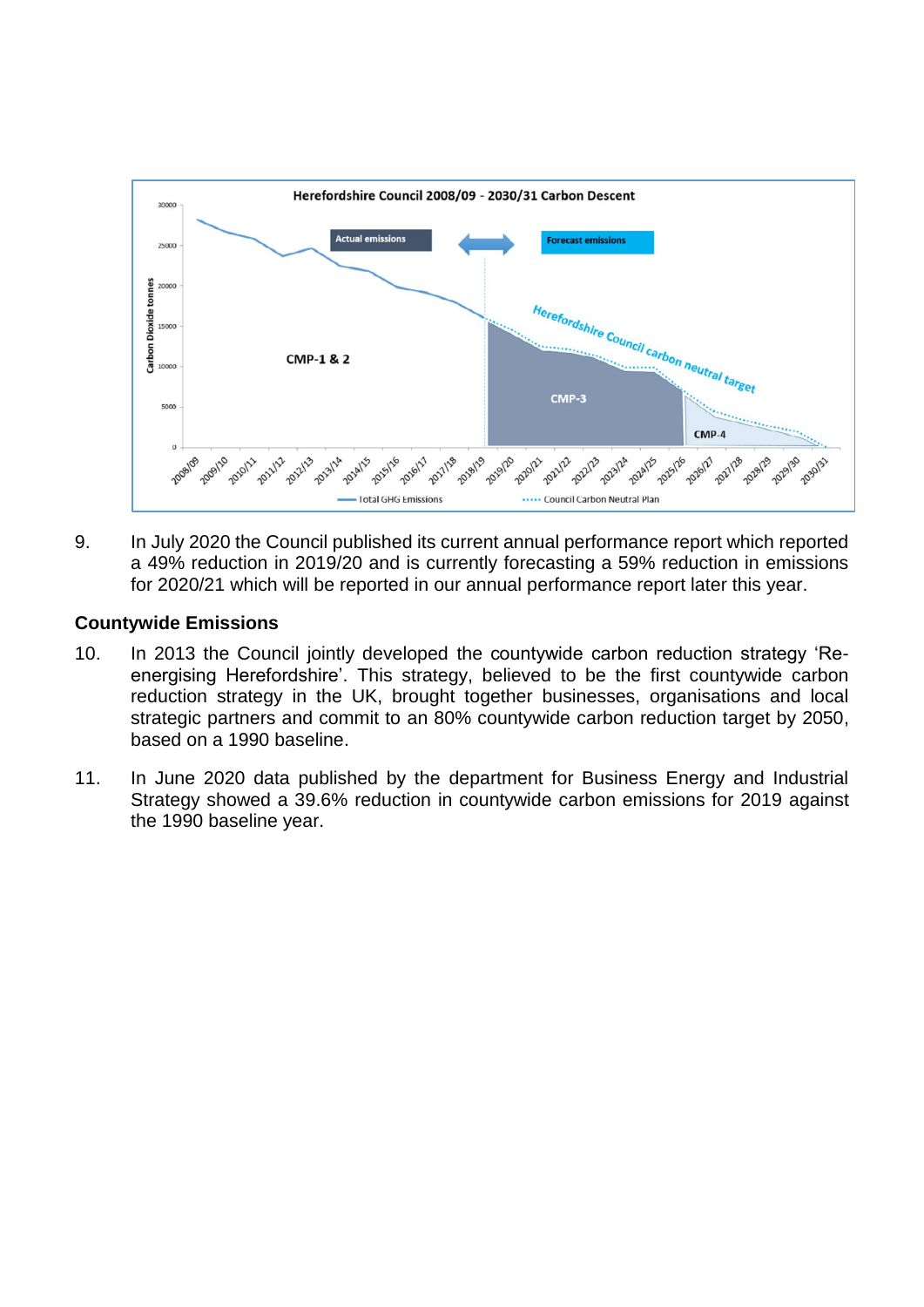Herefordshire Council 2008/09 - 2030/31 Carbon Descent

Carbon Dioxide tonnes

30000
25000
20000
15000
10000
5000
0

Actual emissions

Forecast emissions

Herefordshire Council carbon neutral target

CMP-1 & 2

CMP-3

CMP-4

2008/09 2009/10 2010/11 2011/12 2012/13 2013/14 2014/15 2015/16 2016/17 2017/18 2018/19 2019/20 2020/21 2021/22 2022/23 2023/24 2024/25 2025/26 2026/27 2027/28 2028/29 2029/30 2030/31

Total GHG Emissions

Council Carbon Neutral Plan

9. In July 2020 the Council published its current annual performance report which reported a 49% reduction in 2019/20 and is currently forecasting a 59% reduction in emissions for 2020/21 which will be reported in our annual performance report later this year.

**Countywide Emissions**

10. In 2013 the Council jointly developed the countywide carbon reduction strategy 'Re-energising Herefordshire'. This strategy, believed to be the first countywide carbon reduction strategy in the UK, brought together businesses, organisations and local strategic partners and commit to an 80% countywide carbon reduction target by 2050, based on a 1990 baseline.

11. In June 2020 data published by the department for Business Energy and Industrial Strategy showed a 39.6% reduction in countywide carbon emissions for 2019 against the 1990 baseline year.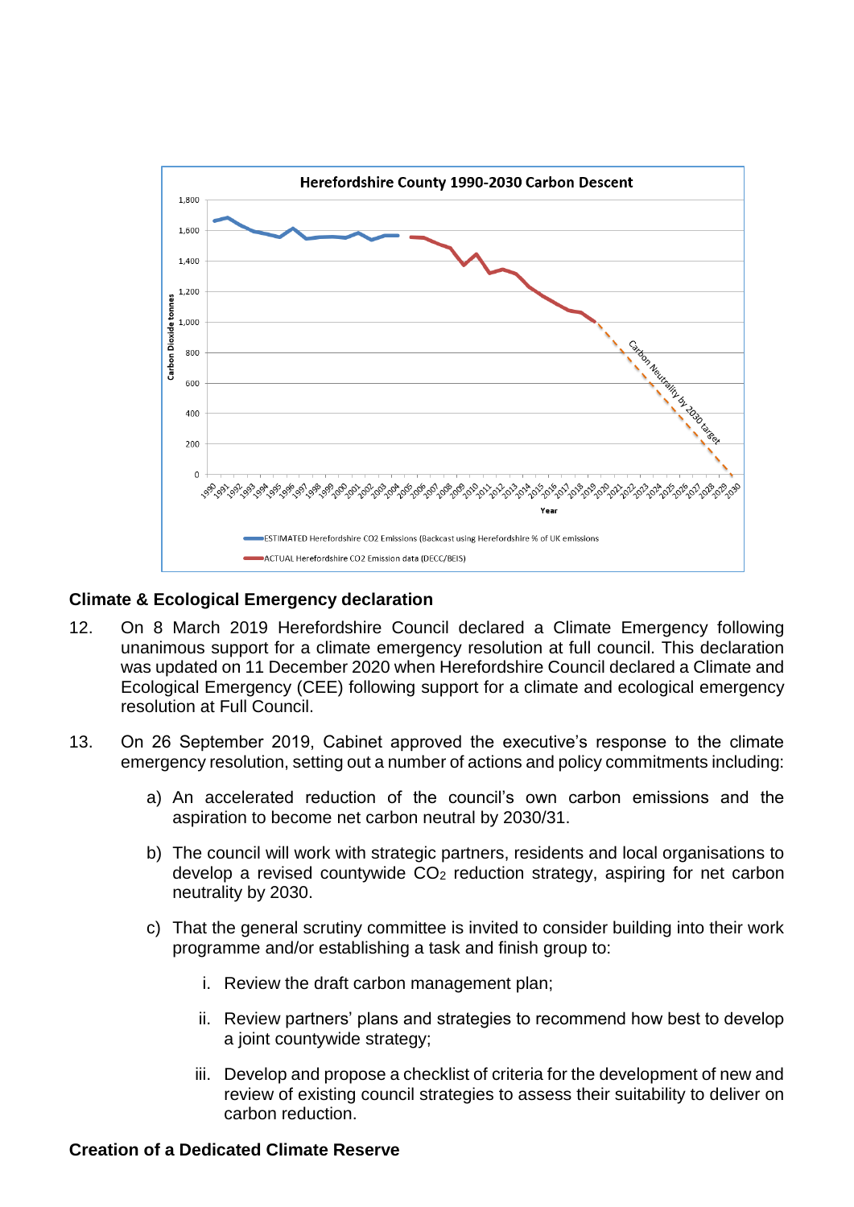Herefordshire County 1990-2030 Carbon Descent

Carbon Dioxide tonnes

1,800
1,600
1,400
1,200
1,000
800
600
400
200
0

1990 1991 1992 1993 1994 1995 1996 1997 1998 1999 2000 2001 2002 2003 2004 2005 2006 2007 2008 2009 2010 2011 2012 2013 2014 2015 2016 2017 2018 2019 2020 2021 2022 2023 2024 2025 2026 2027 2028 2029 2030

Year

Carbon Neutrality by 2030 target

ESTIMATED Herefordshire CO2 Emissions (Backcast using Herefordshire % of UK emissions

ACTUAL Herefordshire CO2 Emission data (DECC/BEIS)

**Climate & Ecological Emergency declaration**

12. On 8 March 2019 Herefordshire Council declared a Climate Emergency following unanimous support for a climate emergency resolution at full council. This declaration was updated on 11 December 2020 when Herefordshire Council declared a Climate and Ecological Emergency (CEE) following support for a climate and ecological emergency resolution at Full Council.

13. On 26 September 2019, Cabinet approved the executive's response to the climate emergency resolution, setting out a number of actions and policy commitments including:

    a) An accelerated reduction of the council's own carbon emissions and the aspiration to become net carbon neutral by 2030/31.

    b) The council will work with strategic partners, residents and local organisations to develop a revised countywide $CO_2$ reduction strategy, aspiring for net carbon neutrality by 2030.

    c) That the general scrutiny committee is invited to consider building into their work programme and/or establishing a task and finish group to:

        i. Review the draft carbon management plan;

        ii. Review partners' plans and strategies to recommend how best to develop a joint countywide strategy;

        iii. Develop and propose a checklist of criteria for the development of new and review of existing council strategies to assess their suitability to deliver on carbon reduction.

**Creation of a Dedicated Climate Reserve**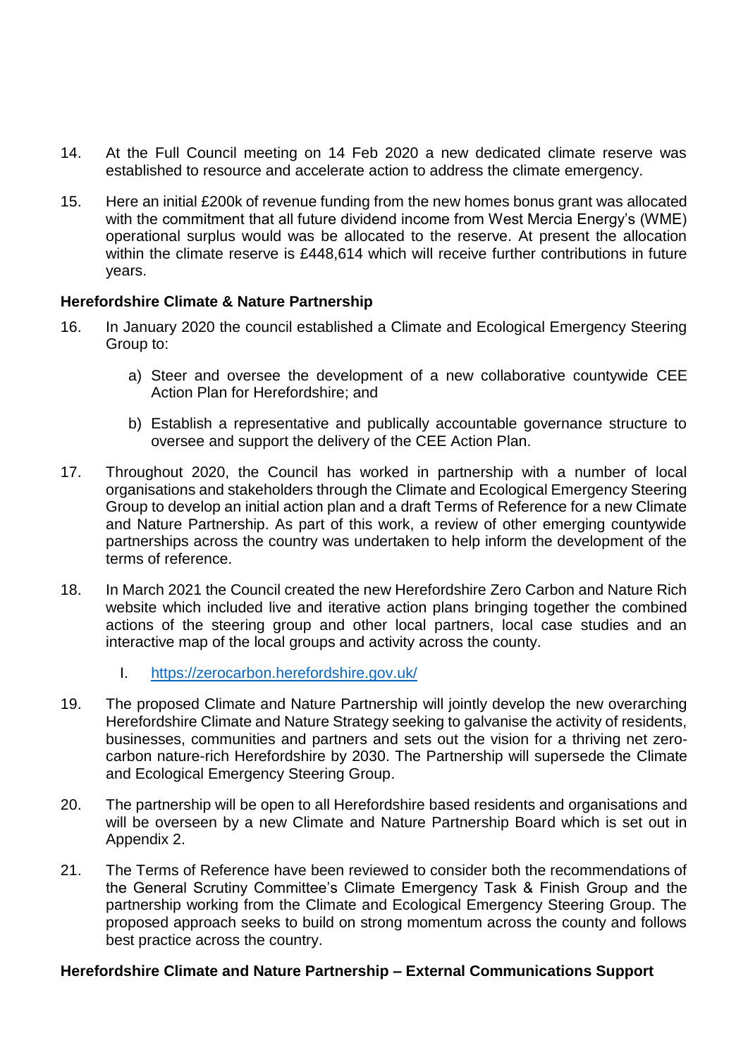14. At the Full Council meeting on 14 Feb 2020 a new dedicated climate reserve was established to resource and accelerate action to address the climate emergency.

15. Here an initial £200k of revenue funding from the new homes bonus grant was allocated with the commitment that all future dividend income from West Mercia Energy's (WME) operational surplus would was be allocated to the reserve. At present the allocation within the climate reserve is £448,614 which will receive further contributions in future years.

**Herefordshire Climate & Nature Partnership**

16. In January 2020 the council established a Climate and Ecological Emergency Steering Group to:

    a) Steer and oversee the development of a new collaborative countywide CEE Action Plan for Herefordshire; and

    b) Establish a representative and publically accountable governance structure to oversee and support the delivery of the CEE Action Plan.

17. Throughout 2020, the Council has worked in partnership with a number of local organisations and stakeholders through the Climate and Ecological Emergency Steering Group to develop an initial action plan and a draft Terms of Reference for a new Climate and Nature Partnership. As part of this work, a review of other emerging countywide partnerships across the country was undertaken to help inform the development of the terms of reference.

18. In March 2021 the Council created the new Herefordshire Zero Carbon and Nature Rich website which included live and iterative action plans bringing together the combined actions of the steering group and other local partners, local case studies and an interactive map of the local groups and activity across the county.

    I. https://zerocarbon.herefordshire.gov.uk/

19. The proposed Climate and Nature Partnership will jointly develop the new overarching Herefordshire Climate and Nature Strategy seeking to galvanise the activity of residents, businesses, communities and partners and sets out the vision for a thriving net zero-carbon nature-rich Herefordshire by 2030. The Partnership will supersede the Climate and Ecological Emergency Steering Group.

20. The partnership will be open to all Herefordshire based residents and organisations and will be overseen by a new Climate and Nature Partnership Board which is set out in Appendix 2.

21. The Terms of Reference have been reviewed to consider both the recommendations of the General Scrutiny Committee's Climate Emergency Task & Finish Group and the partnership working from the Climate and Ecological Emergency Steering Group. The proposed approach seeks to build on strong momentum across the county and follows best practice across the country.

**Herefordshire Climate and Nature Partnership – External Communications Support**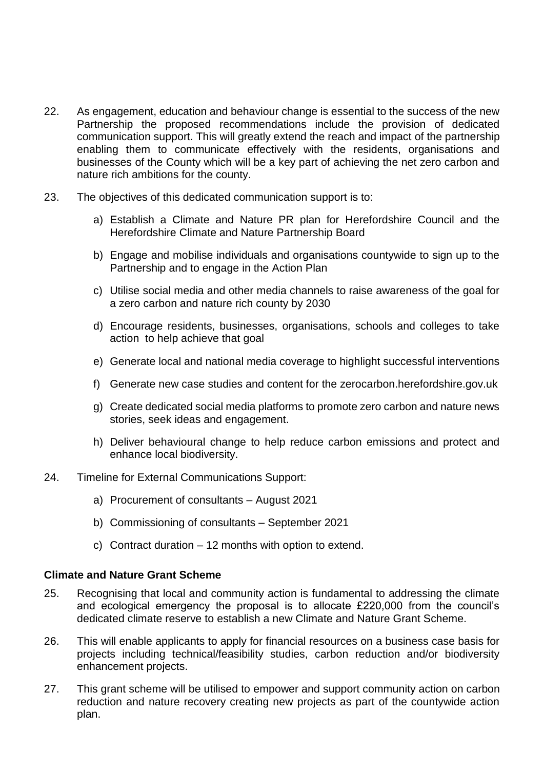22. As engagement, education and behaviour change is essential to the success of the new Partnership the proposed recommendations include the provision of dedicated communication support. This will greatly extend the reach and impact of the partnership enabling them to communicate effectively with the residents, organisations and businesses of the County which will be a key part of achieving the net zero carbon and nature rich ambitions for the county.

23. The objectives of this dedicated communication support is to:

    a) Establish a Climate and Nature PR plan for Herefordshire Council and the Herefordshire Climate and Nature Partnership Board

    b) Engage and mobilise individuals and organisations countywide to sign up to the Partnership and to engage in the Action Plan

    c) Utilise social media and other media channels to raise awareness of the goal for a zero carbon and nature rich county by 2030

    d) Encourage residents, businesses, organisations, schools and colleges to take action to help achieve that goal

    e) Generate local and national media coverage to highlight successful interventions

    f) Generate new case studies and content for the zerocarbon.herefordshire.gov.uk

    g) Create dedicated social media platforms to promote zero carbon and nature news stories, seek ideas and engagement.

    h) Deliver behavioural change to help reduce carbon emissions and protect and enhance local biodiversity.

24. Timeline for External Communications Support:

    a) Procurement of consultants – August 2021

    b) Commissioning of consultants – September 2021

    c) Contract duration – 12 months with option to extend.

**Climate and Nature Grant Scheme**

25. Recognising that local and community action is fundamental to addressing the climate and ecological emergency the proposal is to allocate £220,000 from the council's dedicated climate reserve to establish a new Climate and Nature Grant Scheme.

26. This will enable applicants to apply for financial resources on a business case basis for projects including technical/feasibility studies, carbon reduction and/or biodiversity enhancement projects.

27. This grant scheme will be utilised to empower and support community action on carbon reduction and nature recovery creating new projects as part of the countywide action plan.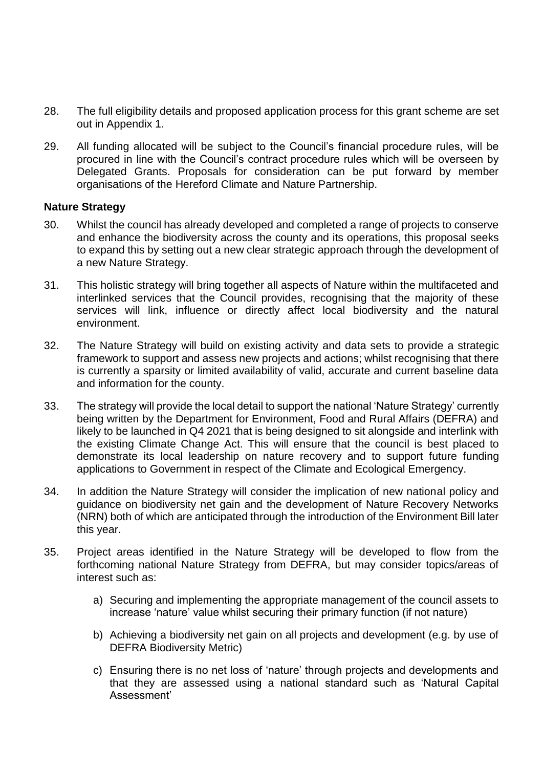28. The full eligibility details and proposed application process for this grant scheme are set out in Appendix 1.

29. All funding allocated will be subject to the Council's financial procedure rules, will be procured in line with the Council's contract procedure rules which will be overseen by Delegated Grants. Proposals for consideration can be put forward by member organisations of the Hereford Climate and Nature Partnership.

**Nature Strategy**

30. Whilst the council has already developed and completed a range of projects to conserve and enhance the biodiversity across the county and its operations, this proposal seeks to expand this by setting out a new clear strategic approach through the development of a new Nature Strategy.

31. This holistic strategy will bring together all aspects of Nature within the multifaceted and interlinked services that the Council provides, recognising that the majority of these services will link, influence or directly affect local biodiversity and the natural environment.

32. The Nature Strategy will build on existing activity and data sets to provide a strategic framework to support and assess new projects and actions; whilst recognising that there is currently a sparsity or limited availability of valid, accurate and current baseline data and information for the county.

33. The strategy will provide the local detail to support the national 'Nature Strategy' currently being written by the Department for Environment, Food and Rural Affairs (DEFRA) and likely to be launched in Q4 2021 that is being designed to sit alongside and interlink with the existing Climate Change Act. This will ensure that the council is best placed to demonstrate its local leadership on nature recovery and to support future funding applications to Government in respect of the Climate and Ecological Emergency.

34. In addition the Nature Strategy will consider the implication of new national policy and guidance on biodiversity net gain and the development of Nature Recovery Networks (NRN) both of which are anticipated through the introduction of the Environment Bill later this year.

35. Project areas identified in the Nature Strategy will be developed to flow from the forthcoming national Nature Strategy from DEFRA, but may consider topics/areas of interest such as:

    a) Securing and implementing the appropriate management of the council assets to increase 'nature' value whilst securing their primary function (if not nature)

    b) Achieving a biodiversity net gain on all projects and development (e.g. by use of DEFRA Biodiversity Metric)

    c) Ensuring there is no net loss of 'nature' through projects and developments and that they are assessed using a national standard such as 'Natural Capital Assessment'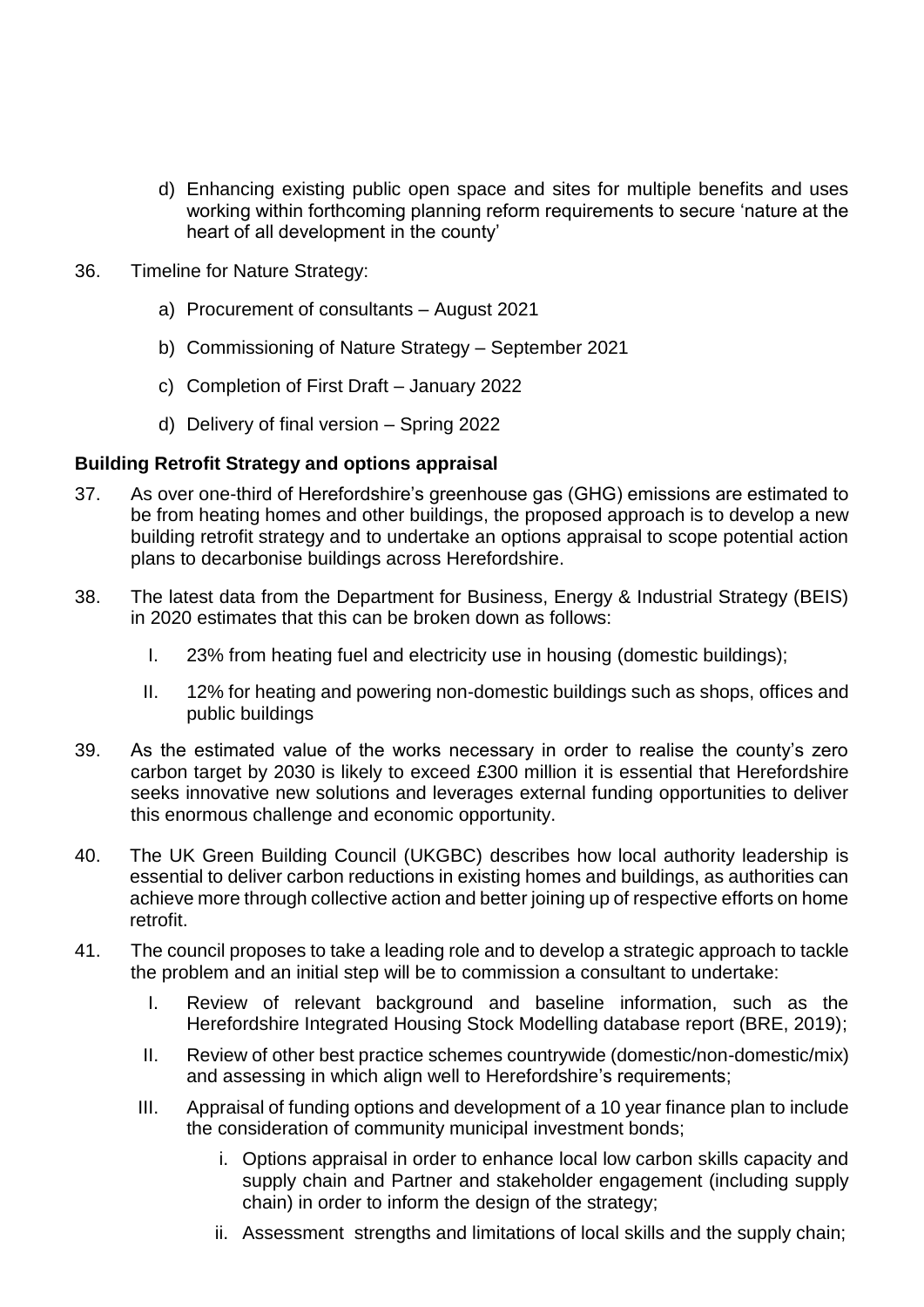d) Enhancing existing public open space and sites for multiple benefits and uses working within forthcoming planning reform requirements to secure 'nature at the heart of all development in the county'

36. Timeline for Nature Strategy:

    a) Procurement of consultants – August 2021

    b) Commissioning of Nature Strategy – September 2021

    c) Completion of First Draft – January 2022

    d) Delivery of final version – Spring 2022

**Building Retrofit Strategy and options appraisal**

37. As over one-third of Herefordshire's greenhouse gas (GHG) emissions are estimated to be from heating homes and other buildings, the proposed approach is to develop a new building retrofit strategy and to undertake an options appraisal to scope potential action plans to decarbonise buildings across Herefordshire.

38. The latest data from the Department for Business, Energy & Industrial Strategy (BEIS) in 2020 estimates that this can be broken down as follows:

    I. 23% from heating fuel and electricity use in housing (domestic buildings);

    II. 12% for heating and powering non-domestic buildings such as shops, offices and public buildings

39. As the estimated value of the works necessary in order to realise the county's zero carbon target by 2030 is likely to exceed £300 million it is essential that Herefordshire seeks innovative new solutions and leverages external funding opportunities to deliver this enormous challenge and economic opportunity.

40. The UK Green Building Council (UKGBC) describes how local authority leadership is essential to deliver carbon reductions in existing homes and buildings, as authorities can achieve more through collective action and better joining up of respective efforts on home retrofit.

41. The council proposes to take a leading role and to develop a strategic approach to tackle the problem and an initial step will be to commission a consultant to undertake:

    I. Review of relevant background and baseline information, such as the Herefordshire Integrated Housing Stock Modelling database report (BRE, 2019);

    II. Review of other best practice schemes countrywide (domestic/non-domestic/mix) and assessing in which align well to Herefordshire's requirements;

    III. Appraisal of funding options and development of a 10 year finance plan to include the consideration of community municipal investment bonds;

        i. Options appraisal in order to enhance local low carbon skills capacity and supply chain and Partner and stakeholder engagement (including supply chain) in order to inform the design of the strategy;

        ii. Assessment strengths and limitations of local skills and the supply chain;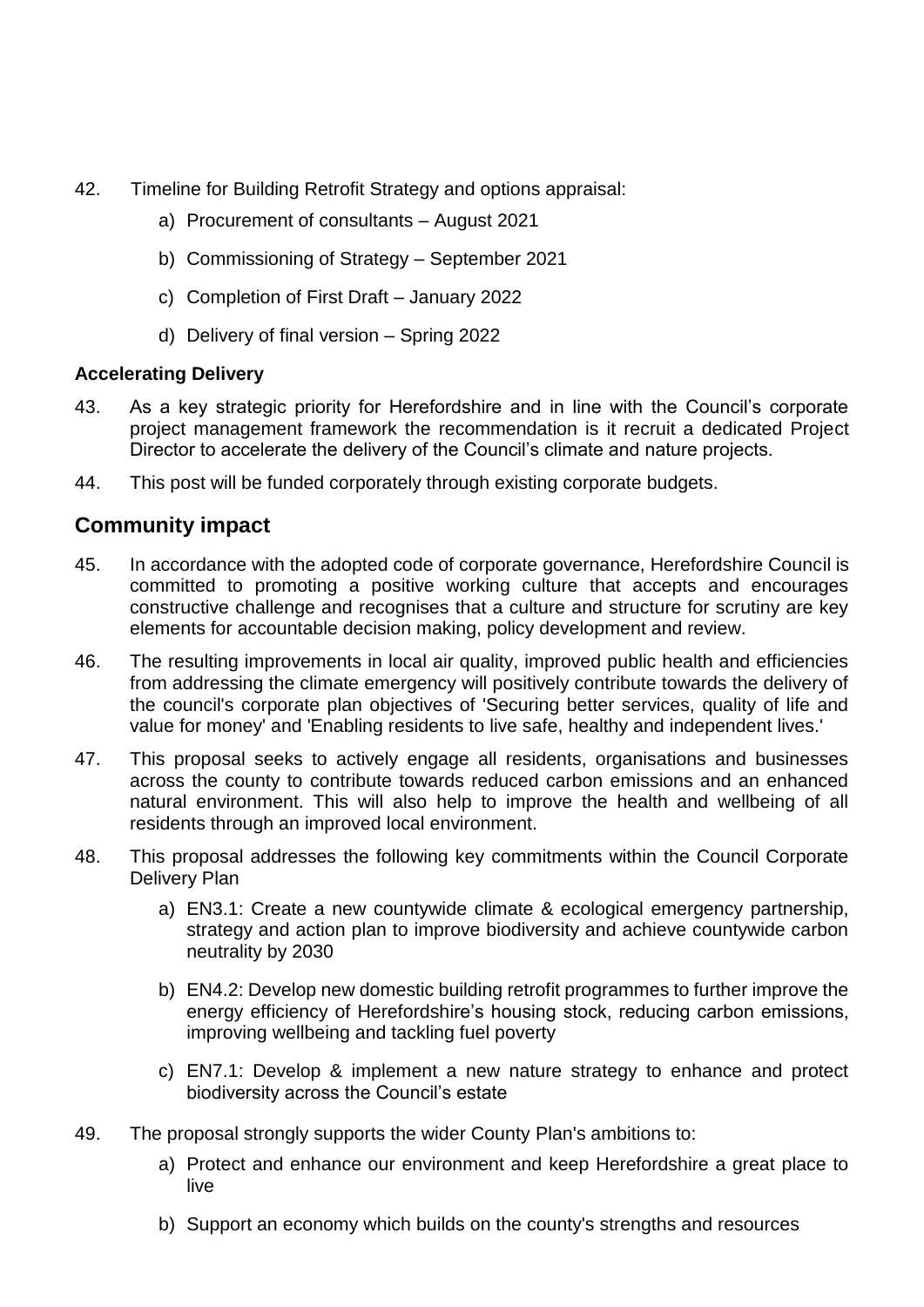42. Timeline for Building Retrofit Strategy and options appraisal:

    a) Procurement of consultants – August 2021

    b) Commissioning of Strategy – September 2021

    c) Completion of First Draft – January 2022

    d) Delivery of final version – Spring 2022

**Accelerating Delivery**

43. As a key strategic priority for Herefordshire and in line with the Council's corporate project management framework the recommendation is it recruit a dedicated Project Director to accelerate the delivery of the Council's climate and nature projects.

44. This post will be funded corporately through existing corporate budgets.

## Community impact

45. In accordance with the adopted code of corporate governance, Herefordshire Council is committed to promoting a positive working culture that accepts and encourages constructive challenge and recognises that a culture and structure for scrutiny are key elements for accountable decision making, policy development and review.

46. The resulting improvements in local air quality, improved public health and efficiencies from addressing the climate emergency will positively contribute towards the delivery of the council's corporate plan objectives of 'Securing better services, quality of life and value for money' and 'Enabling residents to live safe, healthy and independent lives.'

47. This proposal seeks to actively engage all residents, organisations and businesses across the county to contribute towards reduced carbon emissions and an enhanced natural environment. This will also help to improve the health and wellbeing of all residents through an improved local environment.

48. This proposal addresses the following key commitments within the Council Corporate Delivery Plan

    a) EN3.1: Create a new countywide climate & ecological emergency partnership, strategy and action plan to improve biodiversity and achieve countywide carbon neutrality by 2030

    b) EN4.2: Develop new domestic building retrofit programmes to further improve the energy efficiency of Herefordshire's housing stock, reducing carbon emissions, improving wellbeing and tackling fuel poverty

    c) EN7.1: Develop & implement a new nature strategy to enhance and protect biodiversity across the Council's estate

49. The proposal strongly supports the wider County Plan's ambitions to:

    a) Protect and enhance our environment and keep Herefordshire a great place to live

    b) Support an economy which builds on the county's strengths and resources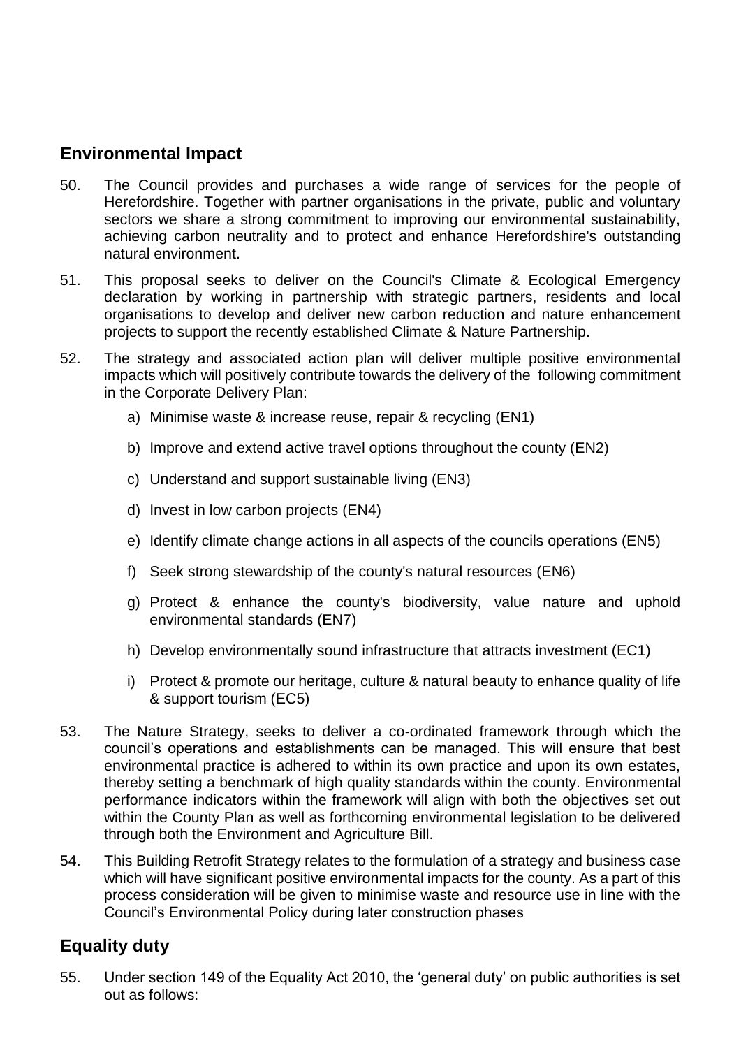## Environmental Impact

50. The Council provides and purchases a wide range of services for the people of Herefordshire. Together with partner organisations in the private, public and voluntary sectors we share a strong commitment to improving our environmental sustainability, achieving carbon neutrality and to protect and enhance Herefordshire's outstanding natural environment.

51. This proposal seeks to deliver on the Council's Climate & Ecological Emergency declaration by working in partnership with strategic partners, residents and local organisations to develop and deliver new carbon reduction and nature enhancement projects to support the recently established Climate & Nature Partnership.

52. The strategy and associated action plan will deliver multiple positive environmental impacts which will positively contribute towards the delivery of the following commitment in the Corporate Delivery Plan:

    a) Minimise waste & increase reuse, repair & recycling (EN1)

    b) Improve and extend active travel options throughout the county (EN2)

    c) Understand and support sustainable living (EN3)

    d) Invest in low carbon projects (EN4)

    e) Identify climate change actions in all aspects of the councils operations (EN5)

    f) Seek strong stewardship of the county's natural resources (EN6)

    g) Protect & enhance the county's biodiversity, value nature and uphold environmental standards (EN7)

    h) Develop environmentally sound infrastructure that attracts investment (EC1)

    i) Protect & promote our heritage, culture & natural beauty to enhance quality of life & support tourism (EC5)

53. The Nature Strategy, seeks to deliver a co-ordinated framework through which the council's operations and establishments can be managed. This will ensure that best environmental practice is adhered to within its own practice and upon its own estates, thereby setting a benchmark of high quality standards within the county. Environmental performance indicators within the framework will align with both the objectives set out within the County Plan as well as forthcoming environmental legislation to be delivered through both the Environment and Agriculture Bill.

54. This Building Retrofit Strategy relates to the formulation of a strategy and business case which will have significant positive environmental impacts for the county. As a part of this process consideration will be given to minimise waste and resource use in line with the Council's Environmental Policy during later construction phases

## Equality duty

55. Under section 149 of the Equality Act 2010, the 'general duty' on public authorities is set out as follows: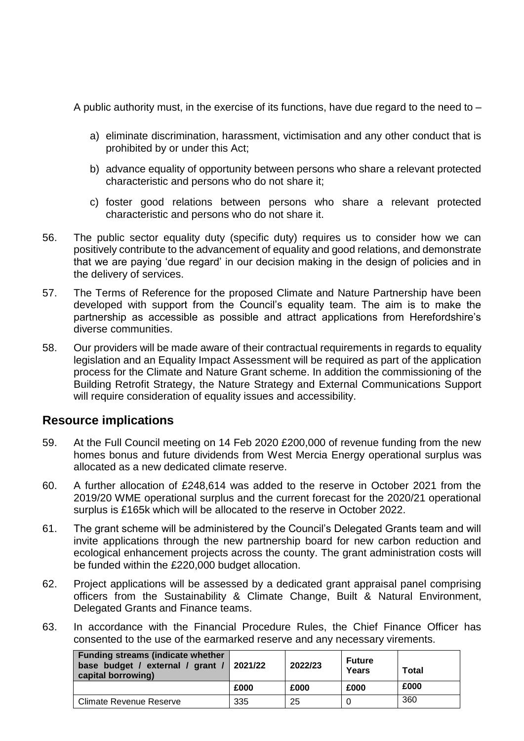A public authority must, in the exercise of its functions, have due regard to the need to –

a) eliminate discrimination, harassment, victimisation and any other conduct that is prohibited by or under this Act;

b) advance equality of opportunity between persons who share a relevant protected characteristic and persons who do not share it;

c) foster good relations between persons who share a relevant protected characteristic and persons who do not share it.

56. The public sector equality duty (specific duty) requires us to consider how we can positively contribute to the advancement of equality and good relations, and demonstrate that we are paying 'due regard' in our decision making in the design of policies and in the delivery of services.

57. The Terms of Reference for the proposed Climate and Nature Partnership have been developed with support from the Council's equality team. The aim is to make the partnership as accessible as possible and attract applications from Herefordshire's diverse communities.

58. Our providers will be made aware of their contractual requirements in regards to equality legislation and an Equality Impact Assessment will be required as part of the application process for the Climate and Nature Grant scheme. In addition the commissioning of the Building Retrofit Strategy, the Nature Strategy and External Communications Support will require consideration of equality issues and accessibility.

## Resource implications

59. At the Full Council meeting on 14 Feb 2020 £200,000 of revenue funding from the new homes bonus and future dividends from West Mercia Energy operational surplus was allocated as a new dedicated climate reserve.

60. A further allocation of £248,614 was added to the reserve in October 2021 from the 2019/20 WME operational surplus and the current forecast for the 2020/21 operational surplus is £165k which will be allocated to the reserve in October 2022.

61. The grant scheme will be administered by the Council's Delegated Grants team and will invite applications through the new partnership board for new carbon reduction and ecological enhancement projects across the county. The grant administration costs will be funded within the £220,000 budget allocation.

62. Project applications will be assessed by a dedicated grant appraisal panel comprising officers from the Sustainability & Climate Change, Built & Natural Environment, Delegated Grants and Finance teams.

63. In accordance with the Financial Procedure Rules, the Chief Finance Officer has consented to the use of the earmarked reserve and any necessary virements.

| Funding streams (indicate whether base budget / external / grant / capital borrowing) | 2021/22 | 2022/23 | Future Years | Total |
|---|---|---|---|---|
| | £000 | £000 | £000 | £000 |
| Climate Revenue Reserve | 335 | 25 | 0 | 360 |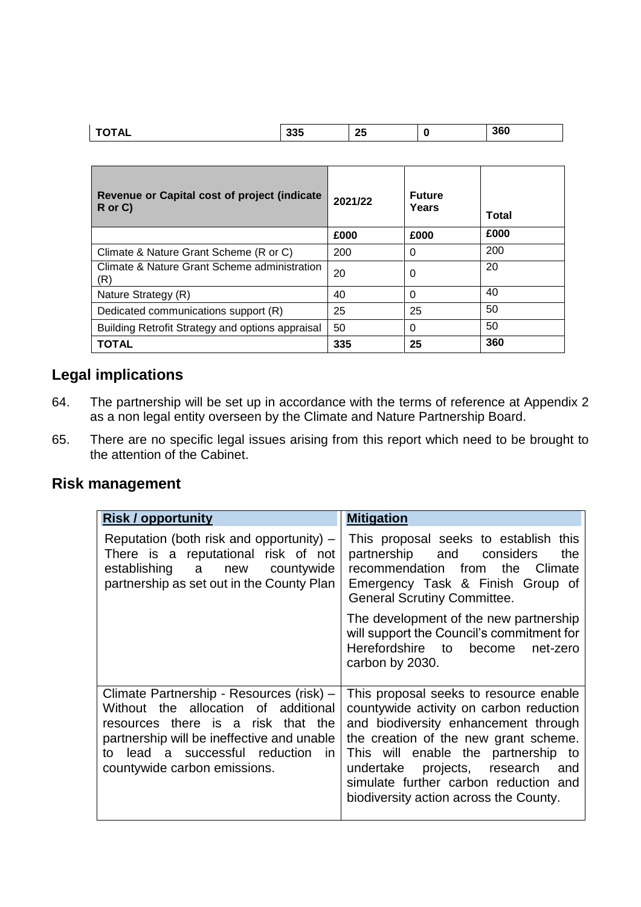| TOTAL | 335 | 25 | 0 | 360 |
|---|---|---|---|---|

| Revenue or Capital cost of project (indicate R or C) | 2021/22 | Future Years | Total |
|---|---|---|---|
| | £000 | £000 | £000 |
| Climate & Nature Grant Scheme (R or C) | 200 | 0 | 200 |
| Climate & Nature Grant Scheme administration (R) | 20 | 0 | 20 |
| Nature Strategy (R) | 40 | 0 | 40 |
| Dedicated communications support (R) | 25 | 25 | 50 |
| Building Retrofit Strategy and options appraisal | 50 | 0 | 50 |
| **TOTAL** | **335** | **25** | **360** |

## Legal implications

64. The partnership will be set up in accordance with the terms of reference at Appendix 2 as a non legal entity overseen by the Climate and Nature Partnership Board.

65. There are no specific legal issues arising from this report which need to be brought to the attention of the Cabinet.

## Risk management

| Risk / opportunity | Mitigation |
|---|---|
| Reputation (both risk and opportunity) – There is a reputational risk of not establishing a new countywide partnership as set out in the County Plan | This proposal seeks to establish this partnership and considers the recommendation from the Climate Emergency Task & Finish Group of General Scrutiny Committee.<br><br>The development of the new partnership will support the Council's commitment for Herefordshire to become net-zero carbon by 2030. |
| Climate Partnership - Resources (risk) – Without the allocation of additional resources there is a risk that the partnership will be ineffective and unable to lead a successful reduction in countywide carbon emissions. | This proposal seeks to resource enable countywide activity on carbon reduction and biodiversity enhancement through the creation of the new grant scheme. This will enable the partnership to undertake projects, research and simulate further carbon reduction and biodiversity action across the County. |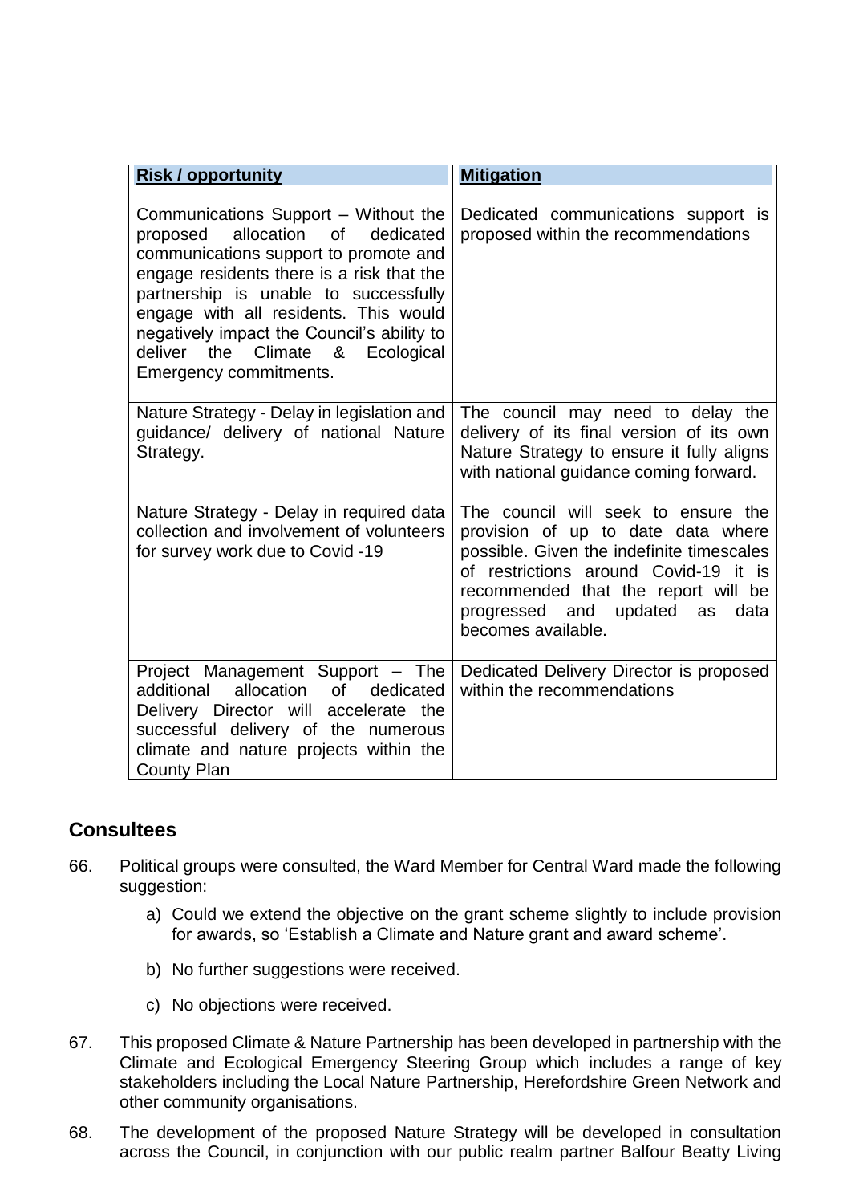| Risk / opportunity | Mitigation |
|---|---|
| Communications Support – Without the proposed allocation of dedicated communications support to promote and engage residents there is a risk that the partnership is unable to successfully engage with all residents. This would negatively impact the Council's ability to deliver the Climate & Ecological Emergency commitments. | Dedicated communications support is proposed within the recommendations |
| Nature Strategy - Delay in legislation and guidance/ delivery of national Nature Strategy. | The council may need to delay the delivery of its final version of its own Nature Strategy to ensure it fully aligns with national guidance coming forward. |
| Nature Strategy - Delay in required data collection and involvement of volunteers for survey work due to Covid -19 | The council will seek to ensure the provision of up to date data where possible. Given the indefinite timescales of restrictions around Covid-19 it is recommended that the report will be progressed and updated as data becomes available. |
| Project Management Support – The additional allocation of dedicated Delivery Director will accelerate the successful delivery of the numerous climate and nature projects within the County Plan | Dedicated Delivery Director is proposed within the recommendations |

## Consultees

66. Political groups were consulted, the Ward Member for Central Ward made the following suggestion:

    a) Could we extend the objective on the grant scheme slightly to include provision for awards, so 'Establish a Climate and Nature grant and award scheme'.

    b) No further suggestions were received.

    c) No objections were received.

67. This proposed Climate & Nature Partnership has been developed in partnership with the Climate and Ecological Emergency Steering Group which includes a range of key stakeholders including the Local Nature Partnership, Herefordshire Green Network and other community organisations.

68. The development of the proposed Nature Strategy will be developed in consultation across the Council, in conjunction with our public realm partner Balfour Beatty Living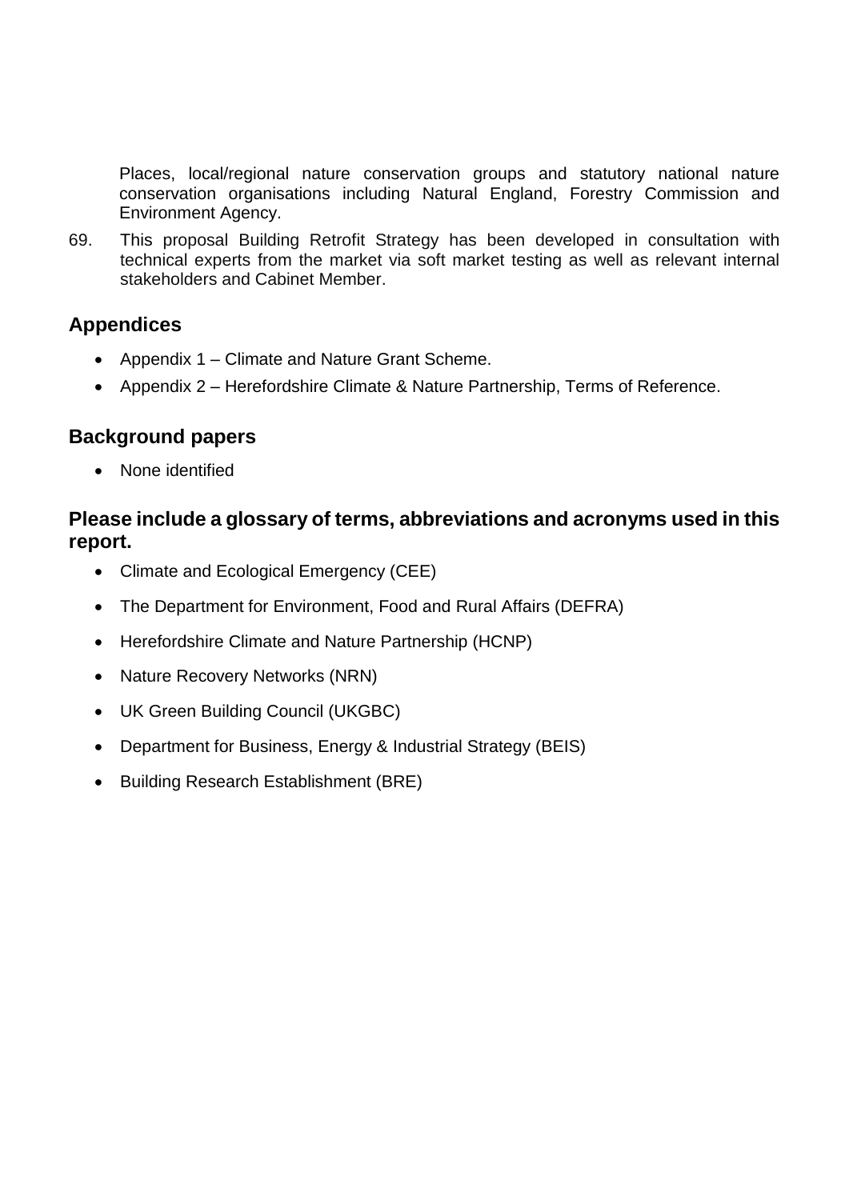Places, local/regional nature conservation groups and statutory national nature conservation organisations including Natural England, Forestry Commission and Environment Agency.

69. This proposal Building Retrofit Strategy has been developed in consultation with technical experts from the market via soft market testing as well as relevant internal stakeholders and Cabinet Member.

## Appendices

- Appendix 1 – Climate and Nature Grant Scheme.
- Appendix 2 – Herefordshire Climate & Nature Partnership, Terms of Reference.

## Background papers

- None identified

## Please include a glossary of terms, abbreviations and acronyms used in this report.

- Climate and Ecological Emergency (CEE)
- The Department for Environment, Food and Rural Affairs (DEFRA)
- Herefordshire Climate and Nature Partnership (HCNP)
- Nature Recovery Networks (NRN)
- UK Green Building Council (UKGBC)
- Department for Business, Energy & Industrial Strategy (BEIS)
- Building Research Establishment (BRE)